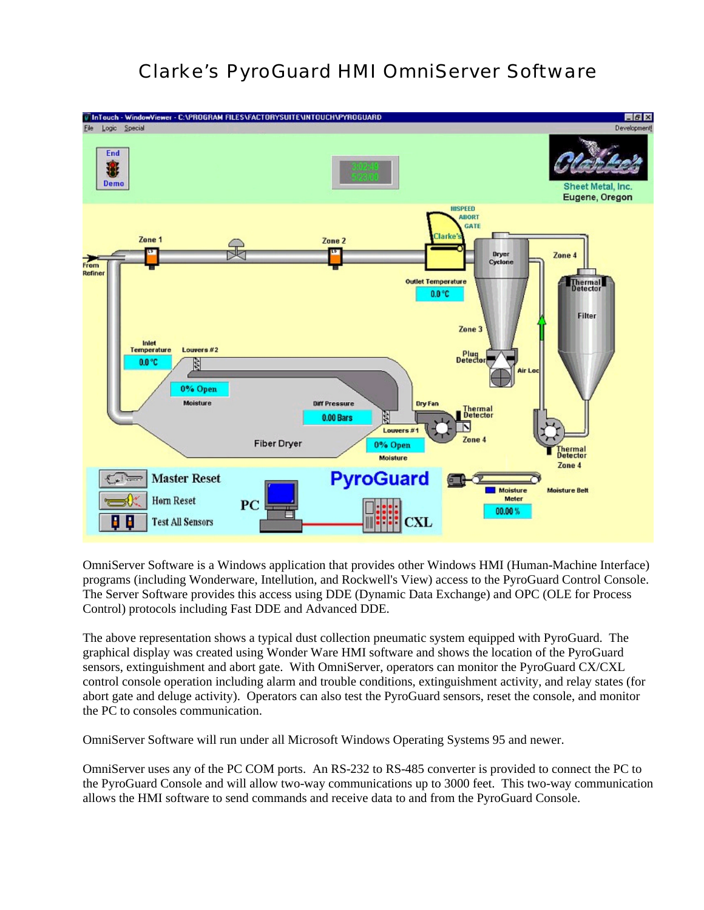# Clarke's PyroGuard HMI OmniServer Software

OmniServer Software is a Windows application that provides other Windows HMI (Human-Machine Interface) programs (including Wonderware, Intellution, and Rockwell's View) access to the PyroGuard Control Console. The Server Software provides this access using DDE (Dynamic Data Exchange) and OPC (OLE for Process Control) protocols including Fast DDE and Advanced DDE.

The above representation shows a typical dust collection pneumatic system equipped with PyroGuard. The graphical display was created using Wonder Ware HMI software and shows the location of the PyroGuard sensors, extinguishment and abort gate. With OmniServer, operators can monitor the PyroGuard CX/CXL control console operation including alarm and trouble conditions, extinguishment activity, and relay states (for abort gate and deluge activity). Operators can also test the PyroGuard sensors, reset the console, and monitor the PC to consoles communication.

OmniServer Software will run under all Microsoft Windows Operating Systems 95 and newer.

OmniServer uses any of the PC COM ports. An RS-232 to RS-485 converter is provided to connect the PC to the PyroGuard Console and will allow two-way communications up to 3000 feet. This two-way communication allows the HMI software to send commands and receive data to and from the PyroGuard Console.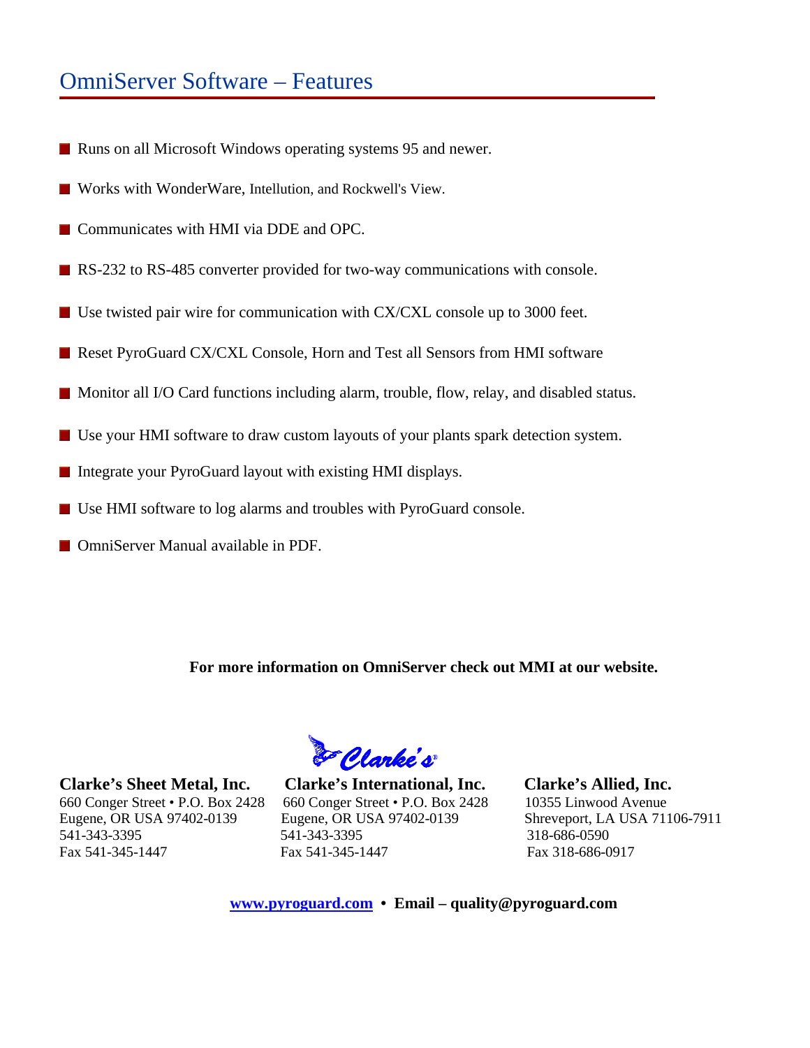# OmniServer Software – Features

- Runs on all Microsoft Windows operating systems 95 and newer.
- Works with WonderWare, Intellution, and Rockwell's View.
- Communicates with HMI via DDE and OPC.
- RS-232 to RS-485 converter provided for two-way communications with console.
- Use twisted pair wire for communication with CX/CXL console up to 3000 feet.
- Reset PyroGuard CX/CXL Console, Horn and Test all Sensors from HMI software
- Monitor all I/O Card functions including alarm, trouble, flow, relay, and disabled status.
- Use your HMI software to draw custom layouts of your plants spark detection system.
- Integrate your PyroGuard layout with existing HMI displays.
- Use HMI software to log alarms and troubles with PyroGuard console.
- OmniServer Manual available in PDF.

**For more information on OmniServer check out MMI at our website.**

Clarke's®

**Clarke's Sheet Metal, Inc.**
660 Conger Street • P.O. Box 2428
Eugene, OR USA 97402-0139
541-343-3395
Fax 541-345-1447

**Clarke's International, Inc.**
660 Conger Street • P.O. Box 2428
Eugene, OR USA 97402-0139
541-343-3395
Fax 541-345-1447

**Clarke's Allied, Inc.**
10355 Linwood Avenue
Shreveport, LA USA 71106-7911
318-686-0590
Fax 318-686-0917

**www.pyroguard.com • Email – quality@pyroguard.com**